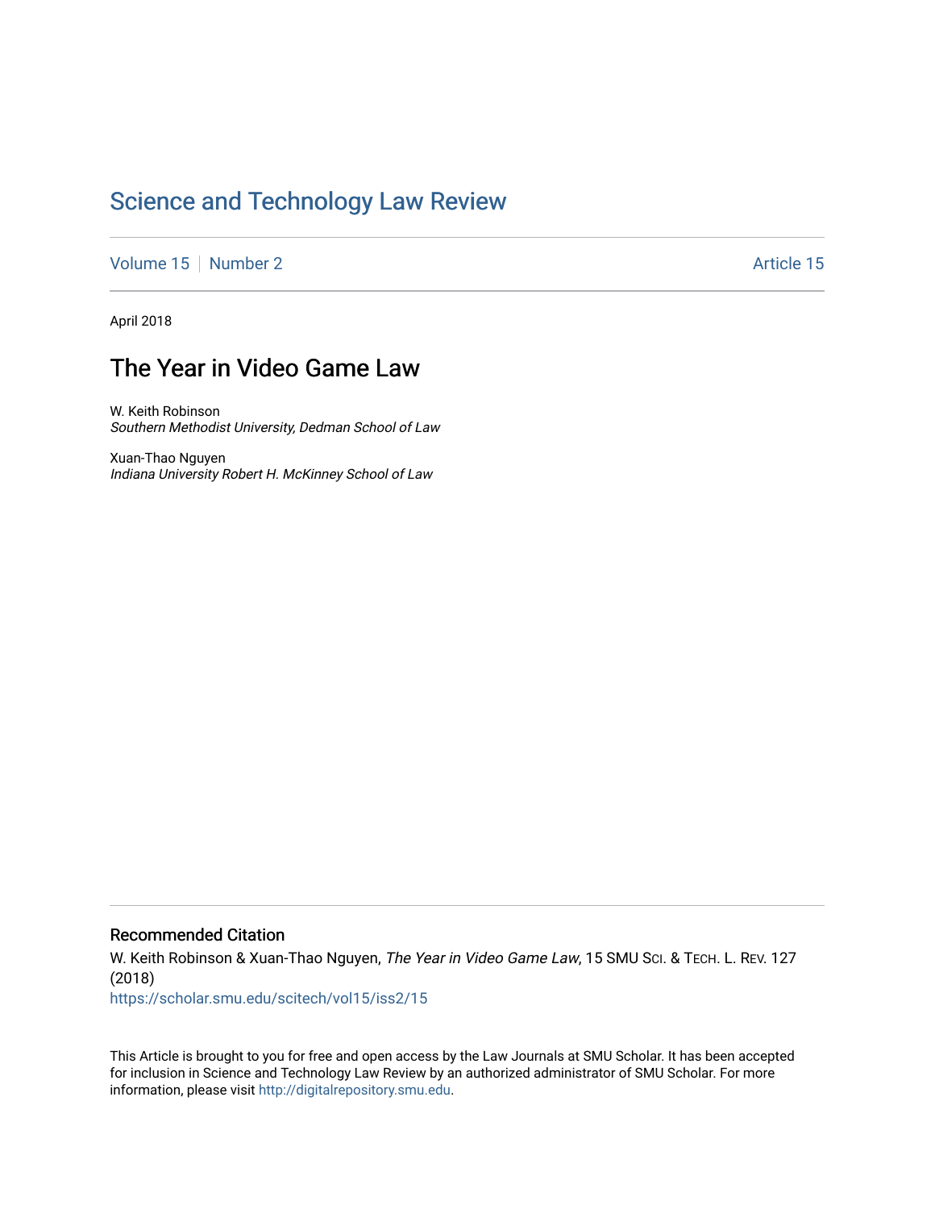# Science and Technology Law Review

Volume 15 | Number 2 | Article 15

April 2018

## The Year in Video Game Law

W. Keith Robinson
*Southern Methodist University, Dedman School of Law*

Xuan-Thao Nguyen
*Indiana University Robert H. McKinney School of Law*

### Recommended Citation

W. Keith Robinson & Xuan-Thao Nguyen, *The Year in Video Game Law*, 15 SMU SCI. & TECH. L. REV. 127 (2018)
https://scholar.smu.edu/scitech/vol15/iss2/15

This Article is brought to you for free and open access by the Law Journals at SMU Scholar. It has been accepted for inclusion in Science and Technology Law Review by an authorized administrator of SMU Scholar. For more information, please visit http://digitalrepository.smu.edu.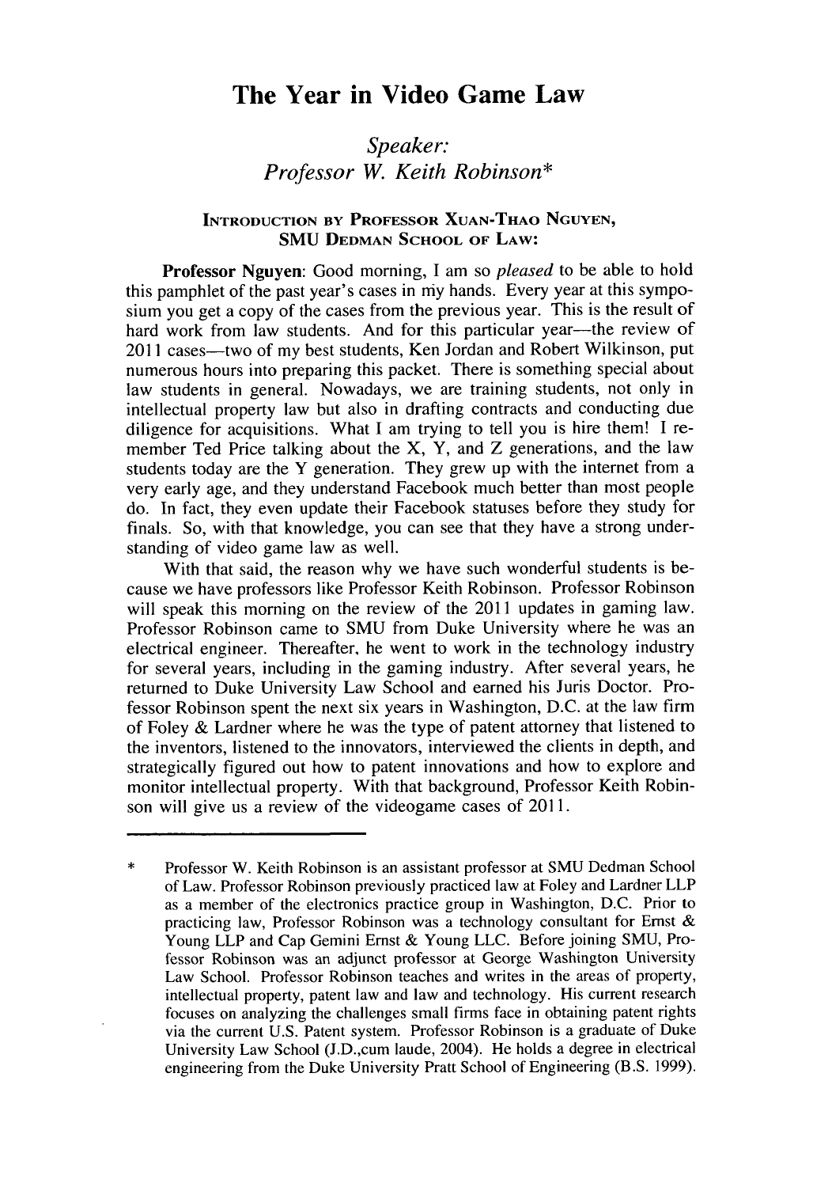# The Year in Video Game Law

## *Speaker:* *Professor W. Keith Robinson**

### Introduction by Professor Xuan-Thao Nguyen, SMU Dedman School of Law:

**Professor Nguyen**: Good morning, I am so *pleased* to be able to hold this pamphlet of the past year's cases in my hands. Every year at this symposium you get a copy of the cases from the previous year. This is the result of hard work from law students. And for this particular year—the review of 2011 cases—two of my best students, Ken Jordan and Robert Wilkinson, put numerous hours into preparing this packet. There is something special about law students in general. Nowadays, we are training students, not only in intellectual property law but also in drafting contracts and conducting due diligence for acquisitions. What I am trying to tell you is hire them! I remember Ted Price talking about the X, Y, and Z generations, and the law students today are the Y generation. They grew up with the internet from a very early age, and they understand Facebook much better than most people do. In fact, they even update their Facebook statuses before they study for finals. So, with that knowledge, you can see that they have a strong understanding of video game law as well.

With that said, the reason why we have such wonderful students is because we have professors like Professor Keith Robinson. Professor Robinson will speak this morning on the review of the 2011 updates in gaming law. Professor Robinson came to SMU from Duke University where he was an electrical engineer. Thereafter, he went to work in the technology industry for several years, including in the gaming industry. After several years, he returned to Duke University Law School and earned his Juris Doctor. Professor Robinson spent the next six years in Washington, D.C. at the law firm of Foley & Lardner where he was the type of patent attorney that listened to the inventors, listened to the innovators, interviewed the clients in depth, and strategically figured out how to patent innovations and how to explore and monitor intellectual property. With that background, Professor Keith Robinson will give us a review of the videogame cases of 2011.

---

\* Professor W. Keith Robinson is an assistant professor at SMU Dedman School of Law. Professor Robinson previously practiced law at Foley and Lardner LLP as a member of the electronics practice group in Washington, D.C. Prior to practicing law, Professor Robinson was a technology consultant for Ernst & Young LLP and Cap Gemini Ernst & Young LLC. Before joining SMU, Professor Robinson was an adjunct professor at George Washington University Law School. Professor Robinson teaches and writes in the areas of property, intellectual property, patent law and law and technology. His current research focuses on analyzing the challenges small firms face in obtaining patent rights via the current U.S. Patent system. Professor Robinson is a graduate of Duke University Law School (J.D.,cum laude, 2004). He holds a degree in electrical engineering from the Duke University Pratt School of Engineering (B.S. 1999).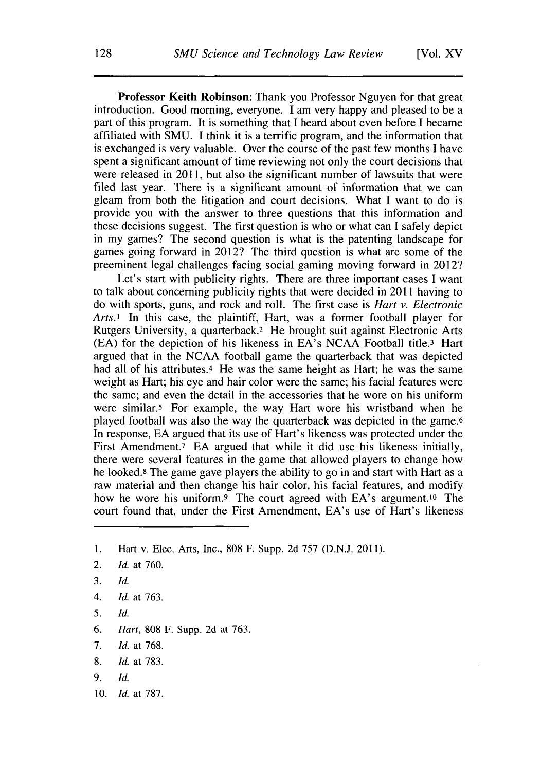**Professor Keith Robinson**: Thank you Professor Nguyen for that great introduction. Good morning, everyone. I am very happy and pleased to be a part of this program. It is something that I heard about even before I became affiliated with SMU. I think it is a terrific program, and the information that is exchanged is very valuable. Over the course of the past few months I have spent a significant amount of time reviewing not only the court decisions that were released in 2011, but also the significant number of lawsuits that were filed last year. There is a significant amount of information that we can gleam from both the litigation and court decisions. What I want to do is provide you with the answer to three questions that this information and these decisions suggest. The first question is who or what can I safely depict in my games? The second question is what is the patenting landscape for games going forward in 2012? The third question is what are some of the preeminent legal challenges facing social gaming moving forward in 2012?

Let's start with publicity rights. There are three important cases I want to talk about concerning publicity rights that were decided in 2011 having to do with sports, guns, and rock and roll. The first case is *Hart v. Electronic Arts*.[1] In this case, the plaintiff, Hart, was a former football player for Rutgers University, a quarterback.[2] He brought suit against Electronic Arts (EA) for the depiction of his likeness in EA's NCAA Football title.[3] Hart argued that in the NCAA football game the quarterback that was depicted had all of his attributes.[4] He was the same height as Hart; he was the same weight as Hart; his eye and hair color were the same; his facial features were the same; and even the detail in the accessories that he wore on his uniform were similar.[5] For example, the way Hart wore his wristband when he played football was also the way the quarterback was depicted in the game.[6] In response, EA argued that its use of Hart's likeness was protected under the First Amendment.[7] EA argued that while it did use his likeness initially, there were several features in the game that allowed players to change how he looked.[8] The game gave players the ability to go in and start with Hart as a raw material and then change his hair color, his facial features, and modify how he wore his uniform.[9] The court agreed with EA's argument.[10] The court found that, under the First Amendment, EA's use of Hart's likeness

1. Hart v. Elec. Arts, Inc., 808 F. Supp. 2d 757 (D.N.J. 2011).
2. *Id.* at 760.
3. *Id.*
4. *Id.* at 763.
5. *Id.*
6. *Hart*, 808 F. Supp. 2d at 763.
7. *Id.* at 768.
8. *Id.* at 783.
9. *Id.*
10. *Id.* at 787.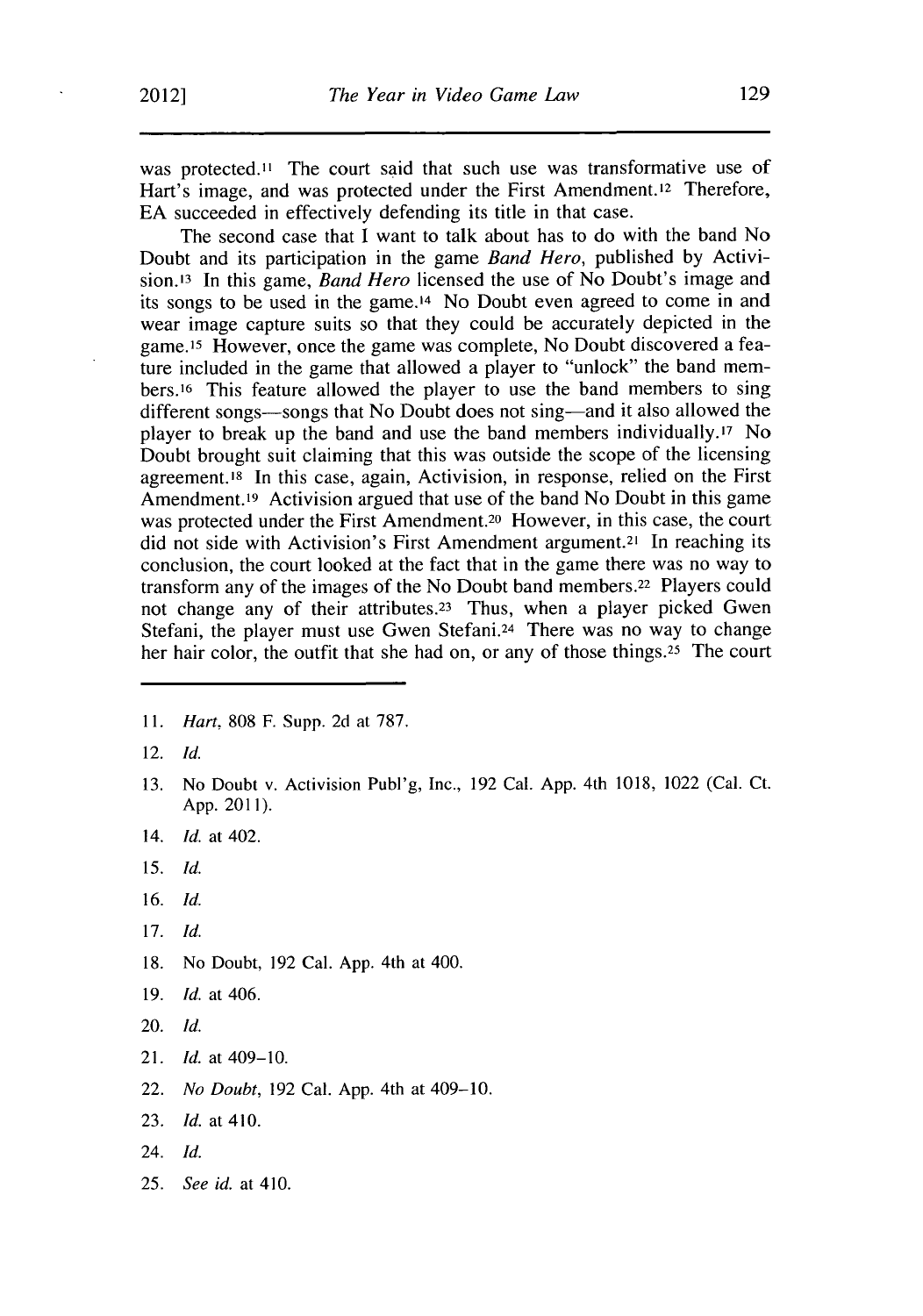was protected.[11] The court said that such use was transformative use of Hart's image, and was protected under the First Amendment.[12] Therefore, EA succeeded in effectively defending its title in that case.

The second case that I want to talk about has to do with the band No Doubt and its participation in the game *Band Hero*, published by Activision.[13] In this game, *Band Hero* licensed the use of No Doubt's image and its songs to be used in the game.[14] No Doubt even agreed to come in and wear image capture suits so that they could be accurately depicted in the game.[15] However, once the game was complete, No Doubt discovered a feature included in the game that allowed a player to "unlock" the band members.[16] This feature allowed the player to use the band members to sing different songs—songs that No Doubt does not sing—and it also allowed the player to break up the band and use the band members individually.[17] No Doubt brought suit claiming that this was outside the scope of the licensing agreement.[18] In this case, again, Activision, in response, relied on the First Amendment.[19] Activision argued that use of the band No Doubt in this game was protected under the First Amendment.[20] However, in this case, the court did not side with Activision's First Amendment argument.[21] In reaching its conclusion, the court looked at the fact that in the game there was no way to transform any of the images of the No Doubt band members.[22] Players could not change any of their attributes.[23] Thus, when a player picked Gwen Stefani, the player must use Gwen Stefani.[24] There was no way to change her hair color, the outfit that she had on, or any of those things.[25] The court

---

11. *Hart*, 808 F. Supp. 2d at 787.

12. *Id.*

13. No Doubt v. Activision Publ'g, Inc., 192 Cal. App. 4th 1018, 1022 (Cal. Ct. App. 2011).

14. *Id.* at 402.

15. *Id.*

16. *Id.*

17. *Id.*

18. No Doubt, 192 Cal. App. 4th at 400.

19. *Id.* at 406.

20. *Id.*

21. *Id.* at 409–10.

22. *No Doubt*, 192 Cal. App. 4th at 409–10.

23. *Id.* at 410.

24. *Id.*

25. *See id.* at 410.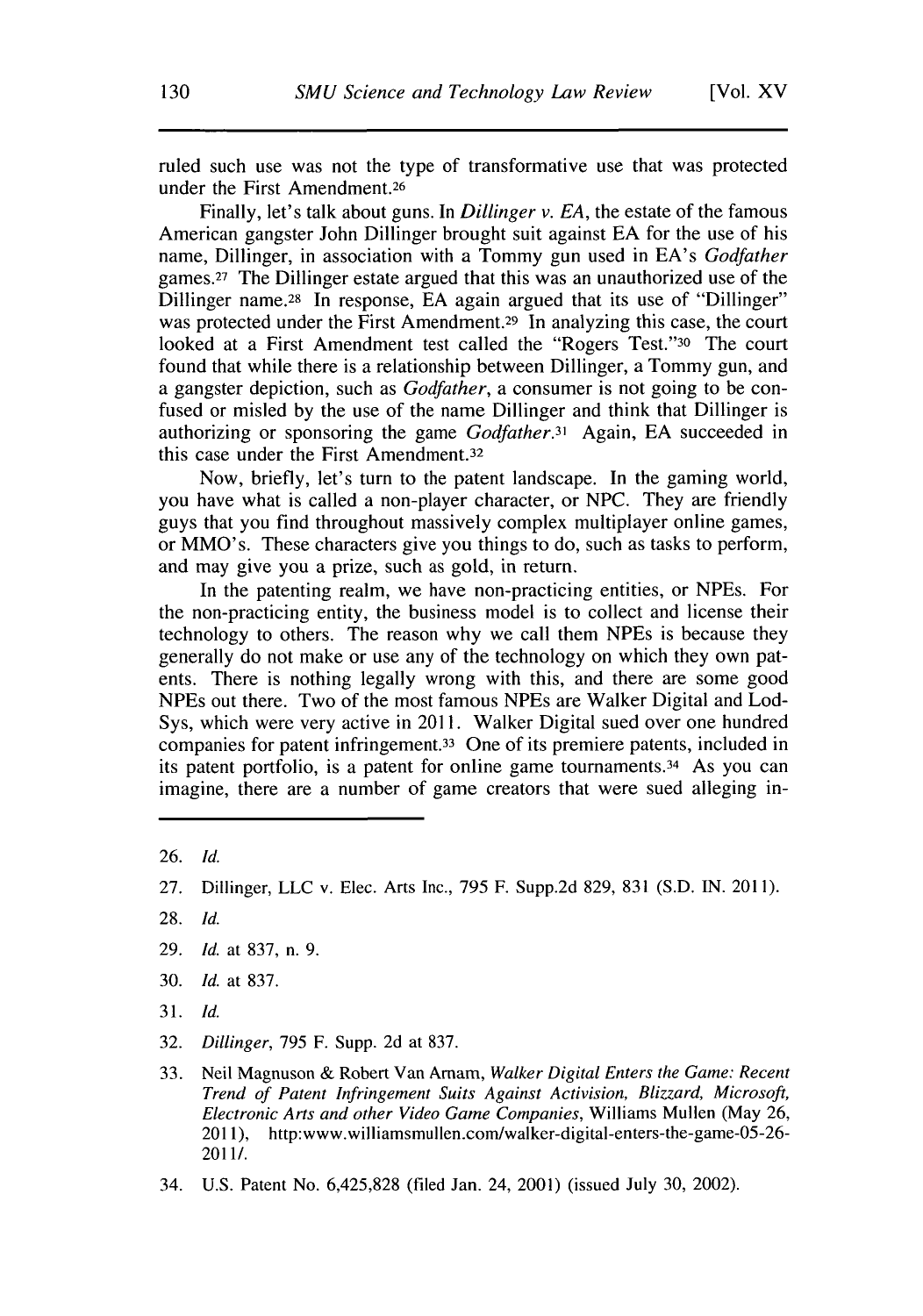ruled such use was not the type of transformative use that was protected under the First Amendment.[26]

Finally, let's talk about guns. In *Dillinger v. EA*, the estate of the famous American gangster John Dillinger brought suit against EA for the use of his name, Dillinger, in association with a Tommy gun used in EA's *Godfather* games.[27] The Dillinger estate argued that this was an unauthorized use of the Dillinger name.[28] In response, EA again argued that its use of "Dillinger" was protected under the First Amendment.[29] In analyzing this case, the court looked at a First Amendment test called the "Rogers Test."[30] The court found that while there is a relationship between Dillinger, a Tommy gun, and a gangster depiction, such as *Godfather*, a consumer is not going to be confused or misled by the use of the name Dillinger and think that Dillinger is authorizing or sponsoring the game *Godfather*.[31] Again, EA succeeded in this case under the First Amendment.[32]

Now, briefly, let's turn to the patent landscape. In the gaming world, you have what is called a non-player character, or NPC. They are friendly guys that you find throughout massively complex multiplayer online games, or MMO's. These characters give you things to do, such as tasks to perform, and may give you a prize, such as gold, in return.

In the patenting realm, we have non-practicing entities, or NPEs. For the non-practicing entity, the business model is to collect and license their technology to others. The reason why we call them NPEs is because they generally do not make or use any of the technology on which they own patents. There is nothing legally wrong with this, and there are some good NPEs out there. Two of the most famous NPEs are Walker Digital and Lod-Sys, which were very active in 2011. Walker Digital sued over one hundred companies for patent infringement.[33] One of its premiere patents, included in its patent portfolio, is a patent for online game tournaments.[34] As you can imagine, there are a number of game creators that were sued alleging in-

26. *Id.*

27. Dillinger, LLC v. Elec. Arts Inc., 795 F. Supp.2d 829, 831 (S.D. IN. 2011).

28. *Id.*

29. *Id.* at 837, n. 9.

30. *Id.* at 837.

31. *Id.*

32. *Dillinger*, 795 F. Supp. 2d at 837.

33. Neil Magnuson & Robert Van Arnam, *Walker Digital Enters the Game: Recent Trend of Patent Infringement Suits Against Activision, Blizzard, Microsoft, Electronic Arts and other Video Game Companies*, Williams Mullen (May 26, 2011), http:www.williamsmullen.com/walker-digital-enters-the-game-05-26-2011/.

34. U.S. Patent No. 6,425,828 (filed Jan. 24, 2001) (issued July 30, 2002).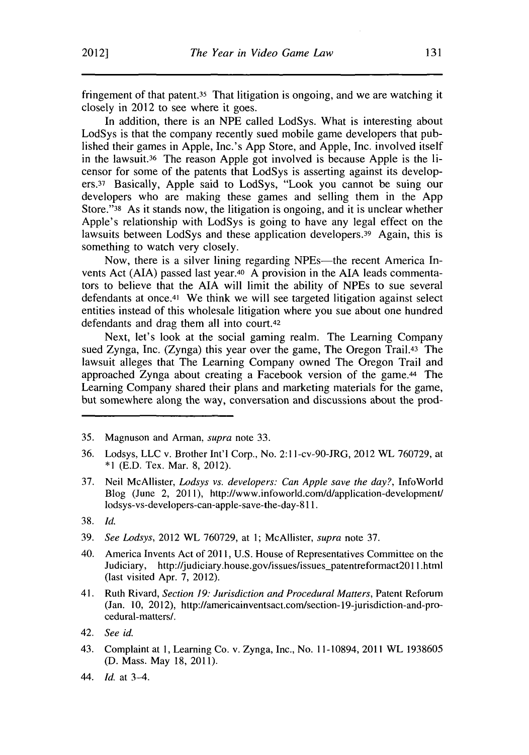fringement of that patent.[35] That litigation is ongoing, and we are watching it closely in 2012 to see where it goes.

In addition, there is an NPE called LodSys. What is interesting about LodSys is that the company recently sued mobile game developers that published their games in Apple, Inc.'s App Store, and Apple, Inc. involved itself in the lawsuit.[36] The reason Apple got involved is because Apple is the licensor for some of the patents that LodSys is asserting against its developers.[37] Basically, Apple said to LodSys, "Look you cannot be suing our developers who are making these games and selling them in the App Store."[38] As it stands now, the litigation is ongoing, and it is unclear whether Apple's relationship with LodSys is going to have any legal effect on the lawsuits between LodSys and these application developers.[39] Again, this is something to watch very closely.

Now, there is a silver lining regarding NPEs—the recent America Invents Act (AIA) passed last year.[40] A provision in the AIA leads commentators to believe that the AIA will limit the ability of NPEs to sue several defendants at once.[41] We think we will see targeted litigation against select entities instead of this wholesale litigation where you sue about one hundred defendants and drag them all into court.[42]

Next, let's look at the social gaming realm. The Learning Company sued Zynga, Inc. (Zynga) this year over the game, The Oregon Trail.[43] The lawsuit alleges that The Learning Company owned The Oregon Trail and approached Zynga about creating a Facebook version of the game.[44] The Learning Company shared their plans and marketing materials for the game, but somewhere along the way, conversation and discussions about the prod-

---

35. Magnuson and Arman, *supra* note 33.

36. Lodsys, LLC v. Brother Int'l Corp., No. 2:11-cv-90-JRG, 2012 WL 760729, at *1 (E.D. Tex. Mar. 8, 2012).

37. Neil McAllister, *Lodsys vs. developers: Can Apple save the day?*, InfoWorld Blog (June 2, 2011), http://www.infoworld.com/d/application-development/lodsys-vs-developers-can-apple-save-the-day-811.

38. *Id.*

39. *See Lodsys*, 2012 WL 760729, at 1; McAllister, *supra* note 37.

40. America Invents Act of 2011, U.S. House of Representatives Committee on the Judiciary, http://judiciary.house.gov/issues/issues_patentreformact2011.html (last visited Apr. 7, 2012).

41. Ruth Rivard, *Section 19: Jurisdiction and Procedural Matters*, Patent Reforum (Jan. 10, 2012), http://americainventsact.com/section-19-jurisdiction-and-procedural-matters/.

42. *See id.*

43. Complaint at 1, Learning Co. v. Zynga, Inc., No. 11-10894, 2011 WL 1938605 (D. Mass. May 18, 2011).

44. *Id.* at 3–4.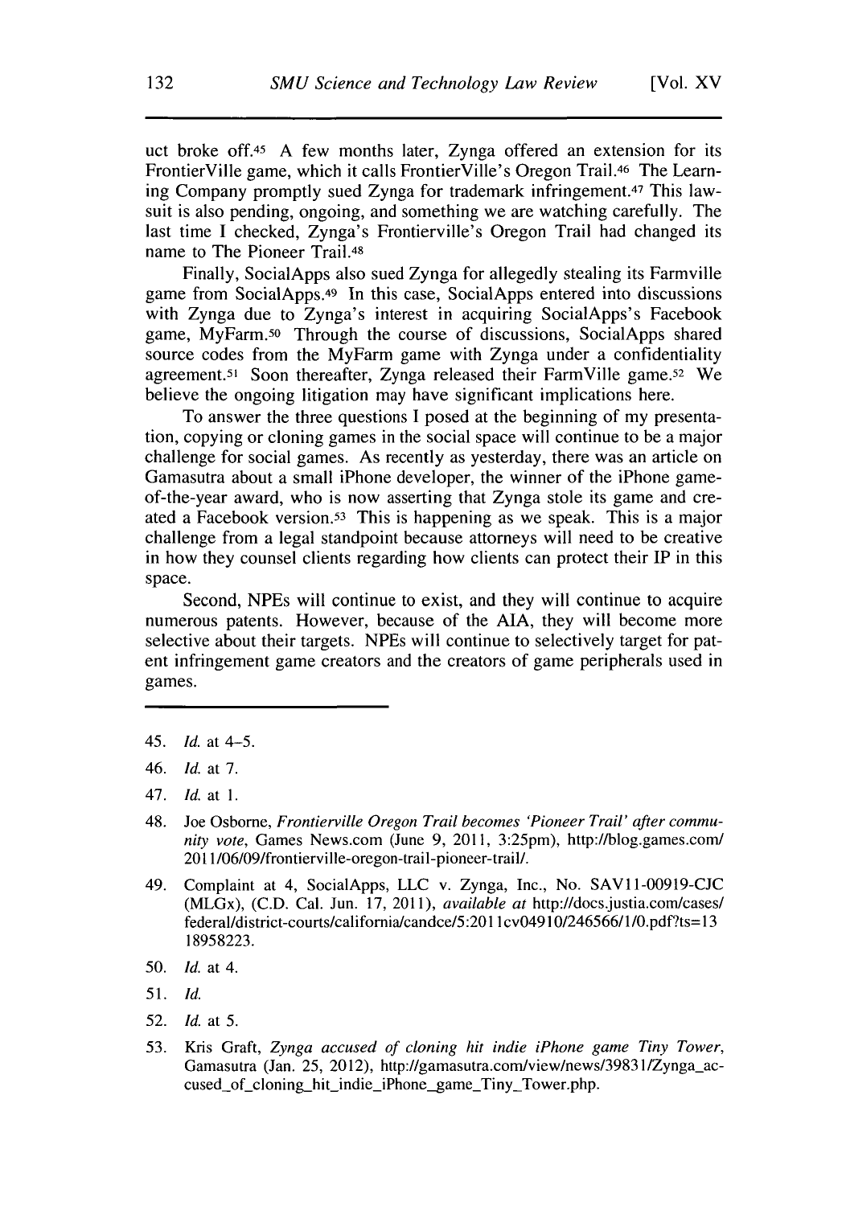uct broke off.[45] A few months later, Zynga offered an extension for its FrontierVille game, which it calls FrontierVille's Oregon Trail.[46] The Learning Company promptly sued Zynga for trademark infringement.[47] This lawsuit is also pending, ongoing, and something we are watching carefully. The last time I checked, Zynga's Frontierville's Oregon Trail had changed its name to The Pioneer Trail.[48]

Finally, SocialApps also sued Zynga for allegedly stealing its Farmville game from SocialApps.[49] In this case, SocialApps entered into discussions with Zynga due to Zynga's interest in acquiring SocialApps's Facebook game, MyFarm.[50] Through the course of discussions, SocialApps shared source codes from the MyFarm game with Zynga under a confidentiality agreement.[51] Soon thereafter, Zynga released their FarmVille game.[52] We believe the ongoing litigation may have significant implications here.

To answer the three questions I posed at the beginning of my presentation, copying or cloning games in the social space will continue to be a major challenge for social games. As recently as yesterday, there was an article on Gamasutra about a small iPhone developer, the winner of the iPhone game-of-the-year award, who is now asserting that Zynga stole its game and created a Facebook version.[53] This is happening as we speak. This is a major challenge from a legal standpoint because attorneys will need to be creative in how they counsel clients regarding how clients can protect their IP in this space.

Second, NPEs will continue to exist, and they will continue to acquire numerous patents. However, because of the AIA, they will become more selective about their targets. NPEs will continue to selectively target for patent infringement game creators and the creators of game peripherals used in games.

---

45. *Id.* at 4–5.

46. *Id.* at 7.

47. *Id.* at 1.

48. Joe Osborne, *Frontierville Oregon Trail becomes 'Pioneer Trail' after community vote*, Games News.com (June 9, 2011, 3:25pm), http://blog.games.com/2011/06/09/frontierville-oregon-trail-pioneer-trail/.

49. Complaint at 4, SocialApps, LLC v. Zynga, Inc., No. SAV11-00919-CJC (MLGx), (C.D. Cal. Jun. 17, 2011), *available at* http://docs.justia.com/cases/federal/district-courts/california/candce/5:2011cv04910/246566/1/0.pdf?ts=1318958223.

50. *Id.* at 4.

51. *Id.*

52. *Id.* at 5.

53. Kris Graft, *Zynga accused of cloning hit indie iPhone game Tiny Tower*, Gamasutra (Jan. 25, 2012), http://gamasutra.com/view/news/39831/Zynga_accused_of_cloning_hit_indie_iPhone_game_Tiny_Tower.php.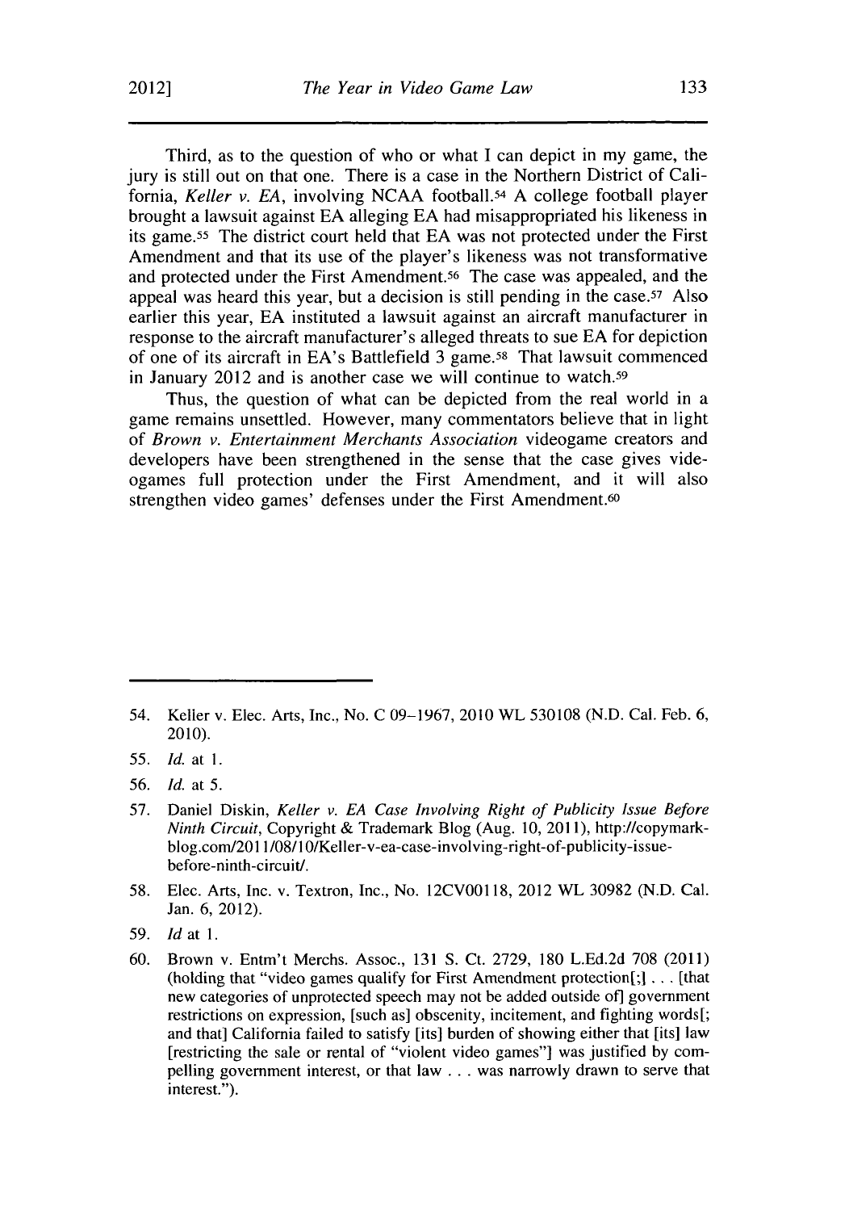Third, as to the question of who or what I can depict in my game, the jury is still out on that one. There is a case in the Northern District of California, *Keller v. EA*, involving NCAA football.[54] A college football player brought a lawsuit against EA alleging EA had misappropriated his likeness in its game.[55] The district court held that EA was not protected under the First Amendment and that its use of the player's likeness was not transformative and protected under the First Amendment.[56] The case was appealed, and the appeal was heard this year, but a decision is still pending in the case.[57] Also earlier this year, EA instituted a lawsuit against an aircraft manufacturer in response to the aircraft manufacturer's alleged threats to sue EA for depiction of one of its aircraft in EA's Battlefield 3 game.[58] That lawsuit commenced in January 2012 and is another case we will continue to watch.[59]

Thus, the question of what can be depicted from the real world in a game remains unsettled. However, many commentators believe that in light of *Brown v. Entertainment Merchants Association* videogame creators and developers have been strengthened in the sense that the case gives videogames full protection under the First Amendment, and it will also strengthen video games' defenses under the First Amendment.[60]

---

54. Keller v. Elec. Arts, Inc., No. C 09–1967, 2010 WL 530108 (N.D. Cal. Feb. 6, 2010).

55. *Id.* at 1.

56. *Id.* at 5.

57. Daniel Diskin, *Keller v. EA Case Involving Right of Publicity Issue Before Ninth Circuit*, Copyright & Trademark Blog (Aug. 10, 2011), http://copymarkblog.com/2011/08/10/Keller-v-ea-case-involving-right-of-publicity-issue-before-ninth-circuit/.

58. Elec. Arts, Inc. v. Textron, Inc., No. 12CV00118, 2012 WL 30982 (N.D. Cal. Jan. 6, 2012).

59. *Id* at 1.

60. Brown v. Entm't Merchs. Assoc., 131 S. Ct. 2729, 180 L.Ed.2d 708 (2011) (holding that "video games qualify for First Amendment protection[;] . . . [that new categories of unprotected speech may not be added outside of] government restrictions on expression, [such as] obscenity, incitement, and fighting words[; and that] California failed to satisfy [its] burden of showing either that [its] law [restricting the sale or rental of "violent video games"] was justified by compelling government interest, or that law . . . was narrowly drawn to serve that interest.").